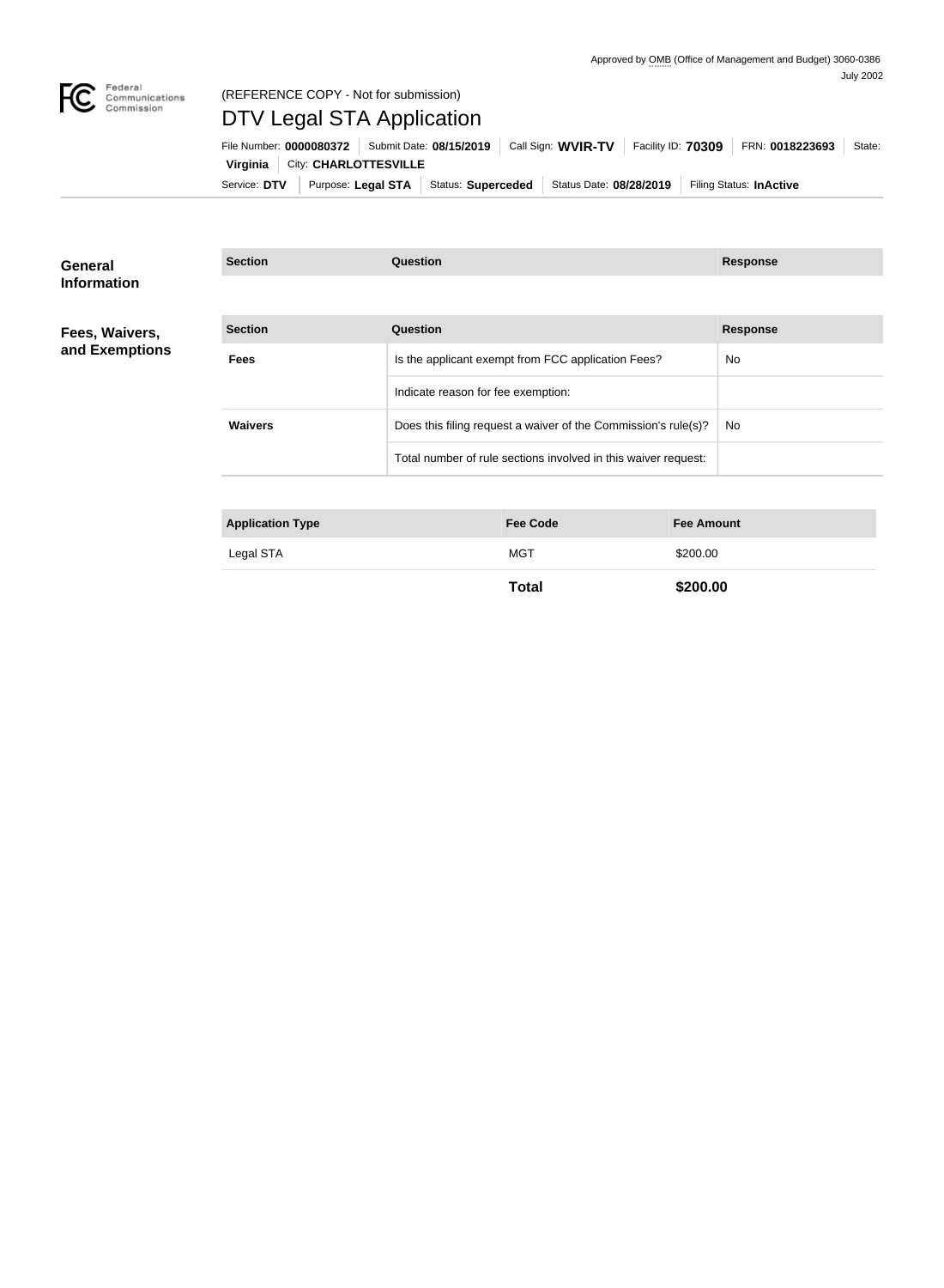Approved by OMB (Office of Management and Budget) 3060-0386
July 2002

Federal Communications Commission

(REFERENCE COPY - Not for submission)

# DTV Legal STA Application

File Number: **0000080372** | Submit Date: **08/15/2019** | Call Sign: **WVIR-TV** | Facility ID: **70309** | FRN: **0018223693** | State: **Virginia** | City: **CHARLOTTESVILLE**

Service: **DTV** | Purpose: **Legal STA** | Status: **Superceded** | Status Date: **08/28/2019** | Filing Status: **InActive**

## General Information

| Section | Question | Response |
| --- | --- | --- |

## Fees, Waivers, and Exemptions

| Section | Question | Response |
| --- | --- | --- |
| **Fees** | Is the applicant exempt from FCC application Fees? | No |
| | Indicate reason for fee exemption: | |
| **Waivers** | Does this filing request a waiver of the Commission's rule(s)? | No |
| | Total number of rule sections involved in this waiver request: | |

| Application Type | Fee Code | Fee Amount |
| --- | --- | --- |
| Legal STA | MGT | $200.00 |
| | **Total** | **$200.00** |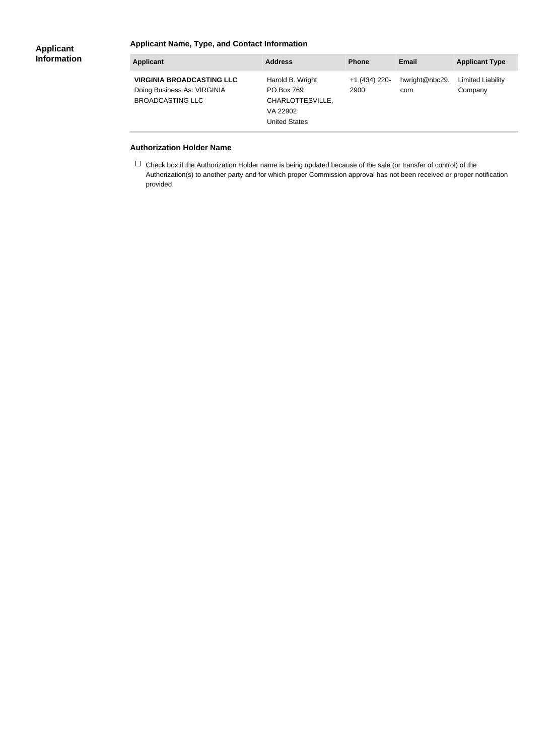## Applicant Information

### Applicant Name, Type, and Contact Information

| Applicant | Address | Phone | Email | Applicant Type |
| --- | --- | --- | --- | --- |
| **VIRGINIA BROADCASTING LLC** Doing Business As: VIRGINIA BROADCASTING LLC | Harold B. Wright PO Box 769 CHARLOTTESVILLE, VA 22902 United States | +1 (434) 220-2900 | hwright@nbc29.com | Limited Liability Company |

### Authorization Holder Name

☐ Check box if the Authorization Holder name is being updated because of the sale (or transfer of control) of the Authorization(s) to another party and for which proper Commission approval has not been received or proper notification provided.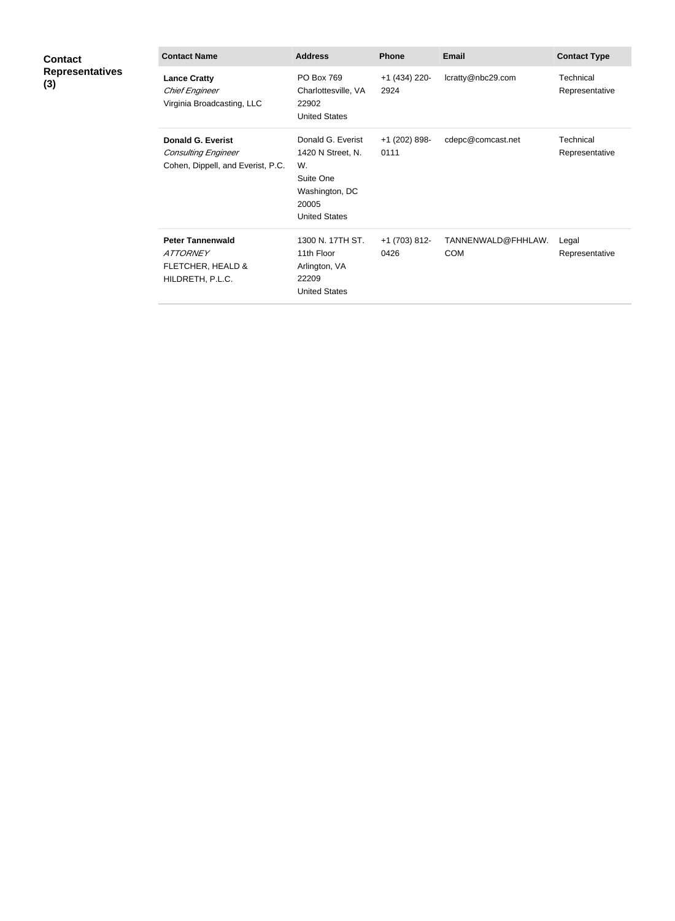**Contact Representatives (3)**

| Contact Name | Address | Phone | Email | Contact Type |
| --- | --- | --- | --- | --- |
| **Lance Cratty**<br>*Chief Engineer*<br>Virginia Broadcasting, LLC | PO Box 769<br>Charlottesville, VA<br>22902<br>United States | +1 (434) 220-2924 | lcratty@nbc29.com | Technical Representative |
| **Donald G. Everist**<br>*Consulting Engineer*<br>Cohen, Dippell, and Everist, P.C. | Donald G. Everist<br>1420 N Street, N. W.<br>Suite One<br>Washington, DC<br>20005<br>United States | +1 (202) 898-0111 | cdepc@comcast.net | Technical Representative |
| **Peter Tannenwald**<br>*ATTORNEY*<br>FLETCHER, HEALD & HILDRETH, P.L.C. | 1300 N. 17TH ST.<br>11th Floor<br>Arlington, VA<br>22209<br>United States | +1 (703) 812-0426 | TANNENWALD@FHHLAW.COM | Legal Representative |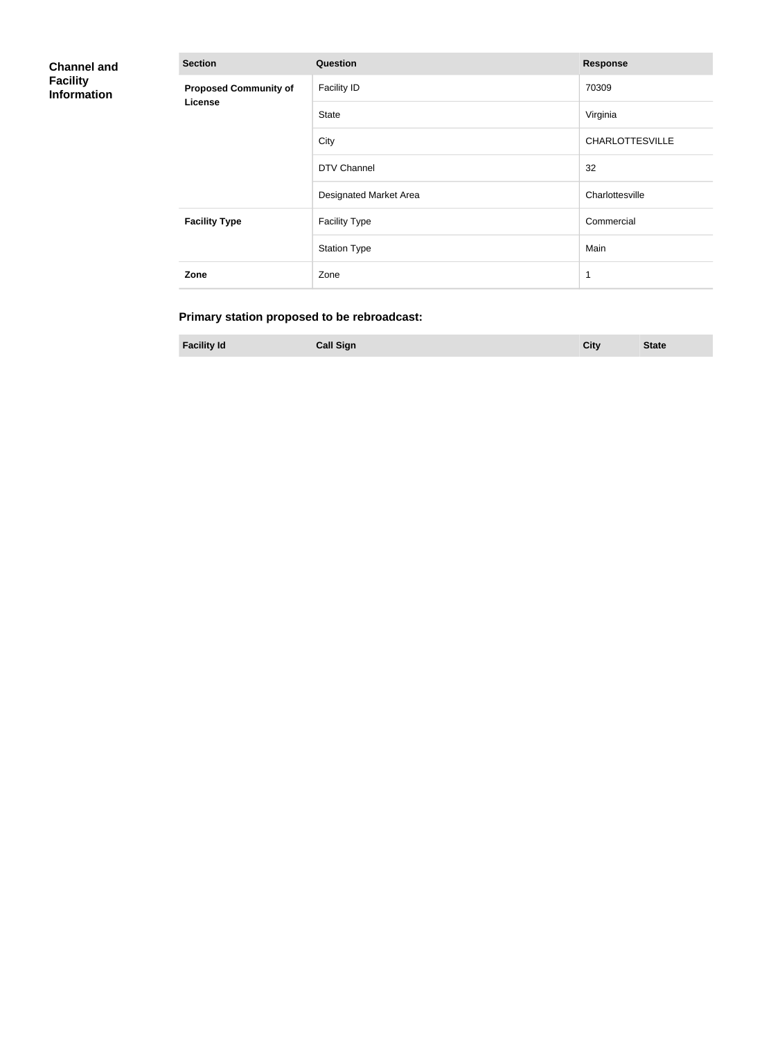## Channel and Facility Information

| Section | Question | Response |
|---|---|---|
| **Proposed Community of License** | Facility ID | 70309 |
| | State | Virginia |
| | City | CHARLOTTESVILLE |
| | DTV Channel | 32 |
| | Designated Market Area | Charlottesville |
| **Facility Type** | Facility Type | Commercial |
| | Station Type | Main |
| **Zone** | Zone | 1 |

### Primary station proposed to be rebroadcast:

| Facility Id | Call Sign | City | State |
|---|---|---|---|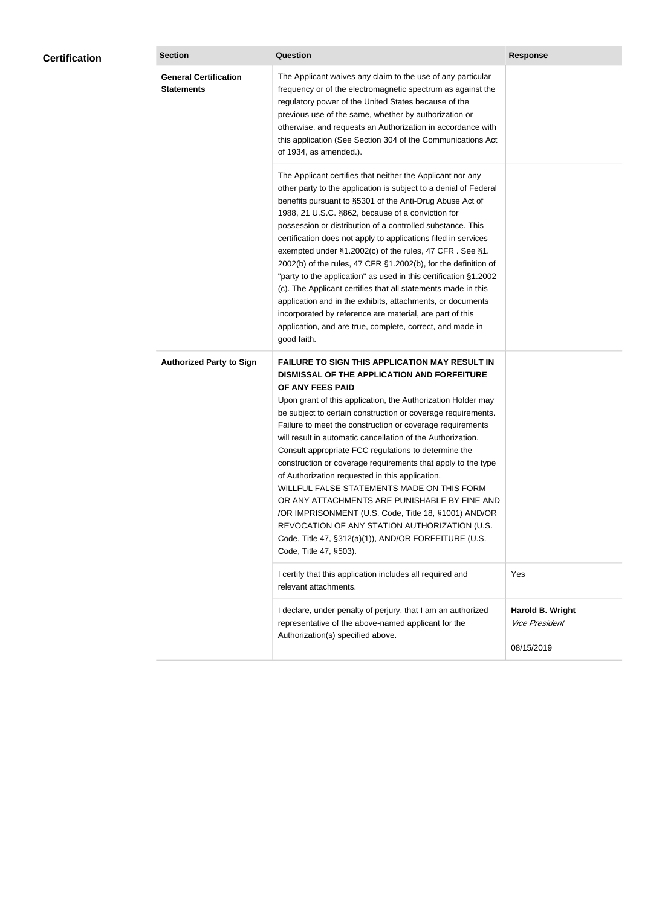## Certification

| Section | Question | Response |
| --- | --- | --- |
| **General Certification Statements** | The Applicant waives any claim to the use of any particular frequency or of the electromagnetic spectrum as against the regulatory power of the United States because of the previous use of the same, whether by authorization or otherwise, and requests an Authorization in accordance with this application (See Section 304 of the Communications Act of 1934, as amended.). | |
| | The Applicant certifies that neither the Applicant nor any other party to the application is subject to a denial of Federal benefits pursuant to §5301 of the Anti-Drug Abuse Act of 1988, 21 U.S.C. §862, because of a conviction for possession or distribution of a controlled substance. This certification does not apply to applications filed in services exempted under §1.2002(c) of the rules, 47 CFR . See §1. 2002(b) of the rules, 47 CFR §1.2002(b), for the definition of "party to the application" as used in this certification §1.2002 (c). The Applicant certifies that all statements made in this application and in the exhibits, attachments, or documents incorporated by reference are material, are part of this application, and are true, complete, correct, and made in good faith. | |
| **Authorized Party to Sign** | **FAILURE TO SIGN THIS APPLICATION MAY RESULT IN DISMISSAL OF THE APPLICATION AND FORFEITURE OF ANY FEES PAID** Upon grant of this application, the Authorization Holder may be subject to certain construction or coverage requirements. Failure to meet the construction or coverage requirements will result in automatic cancellation of the Authorization. Consult appropriate FCC regulations to determine the construction or coverage requirements that apply to the type of Authorization requested in this application. WILLFUL FALSE STATEMENTS MADE ON THIS FORM OR ANY ATTACHMENTS ARE PUNISHABLE BY FINE AND /OR IMPRISONMENT (U.S. Code, Title 18, §1001) AND/OR REVOCATION OF ANY STATION AUTHORIZATION (U.S. Code, Title 47, §312(a)(1)), AND/OR FORFEITURE (U.S. Code, Title 47, §503). | |
| | I certify that this application includes all required and relevant attachments. | Yes |
| | I declare, under penalty of perjury, that I am an authorized representative of the above-named applicant for the Authorization(s) specified above. | **Harold B. Wright** *Vice President* 08/15/2019 |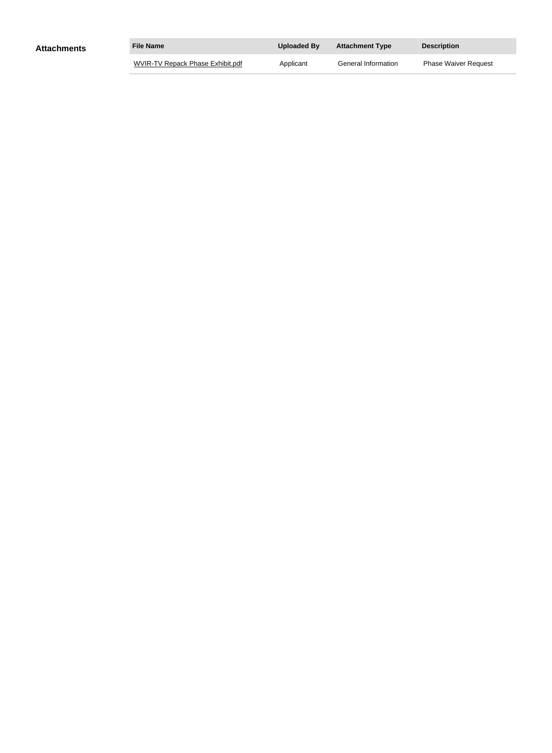**Attachments**

| File Name | Uploaded By | Attachment Type | Description |
| --- | --- | --- | --- |
| WVIR-TV Repack Phase Exhibit.pdf | Applicant | General Information | Phase Waiver Request |